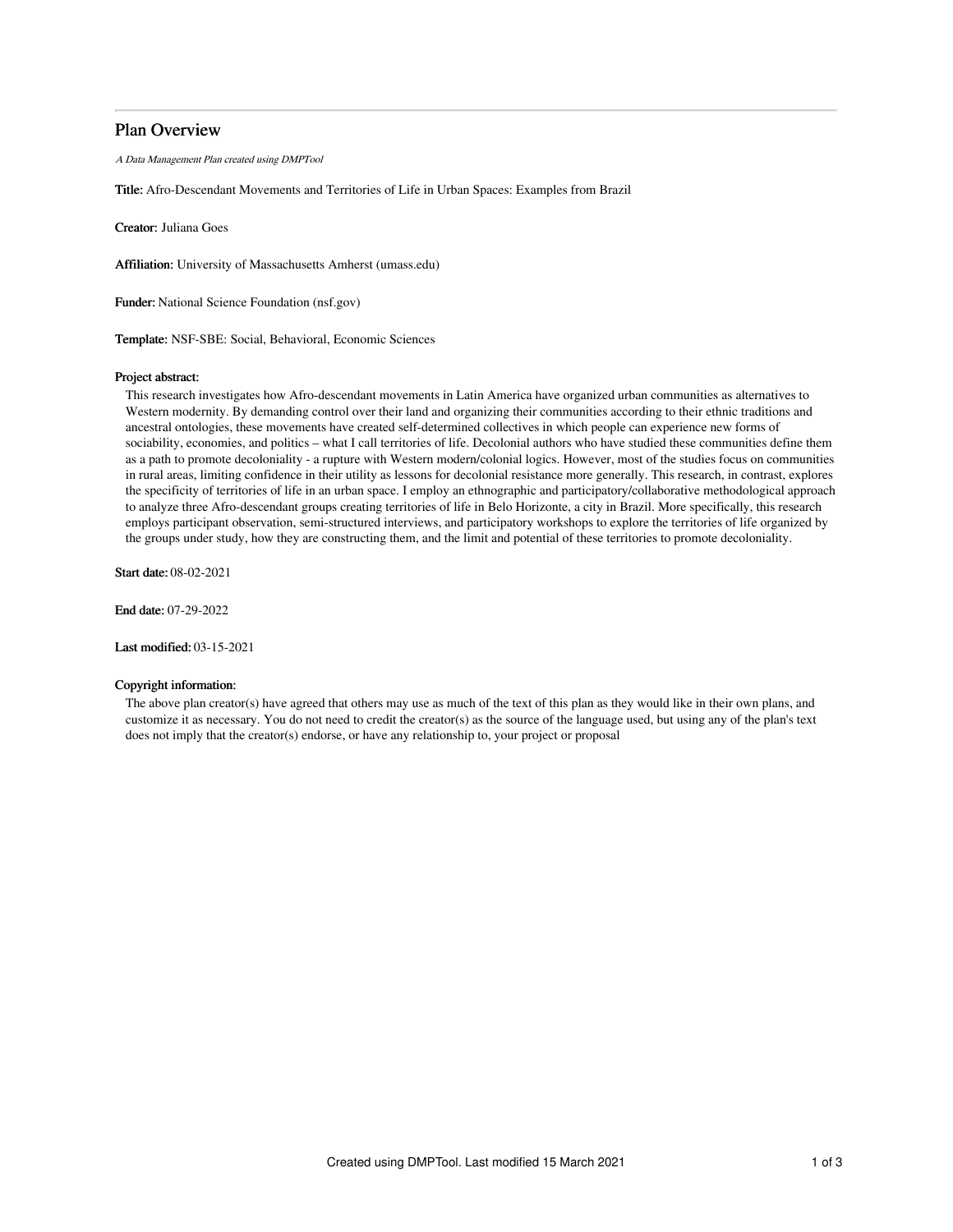# Plan Overview

*A Data Management Plan created using DMPTool*

**Title:** Afro-Descendant Movements and Territories of Life in Urban Spaces: Examples from Brazil

**Creator:** Juliana Goes

**Affiliation:** University of Massachusetts Amherst (umass.edu)

**Funder:** National Science Foundation (nsf.gov)

**Template:** NSF-SBE: Social, Behavioral, Economic Sciences

**Project abstract:**

This research investigates how Afro-descendant movements in Latin America have organized urban communities as alternatives to Western modernity. By demanding control over their land and organizing their communities according to their ethnic traditions and ancestral ontologies, these movements have created self-determined collectives in which people can experience new forms of sociability, economies, and politics – what I call territories of life. Decolonial authors who have studied these communities define them as a path to promote decoloniality - a rupture with Western modern/colonial logics. However, most of the studies focus on communities in rural areas, limiting confidence in their utility as lessons for decolonial resistance more generally. This research, in contrast, explores the specificity of territories of life in an urban space. I employ an ethnographic and participatory/collaborative methodological approach to analyze three Afro-descendant groups creating territories of life in Belo Horizonte, a city in Brazil. More specifically, this research employs participant observation, semi-structured interviews, and participatory workshops to explore the territories of life organized by the groups under study, how they are constructing them, and the limit and potential of these territories to promote decoloniality.

**Start date:** 08-02-2021

**End date:** 07-29-2022

**Last modified:** 03-15-2021

**Copyright information:**

The above plan creator(s) have agreed that others may use as much of the text of this plan as they would like in their own plans, and customize it as necessary. You do not need to credit the creator(s) as the source of the language used, but using any of the plan's text does not imply that the creator(s) endorse, or have any relationship to, your project or proposal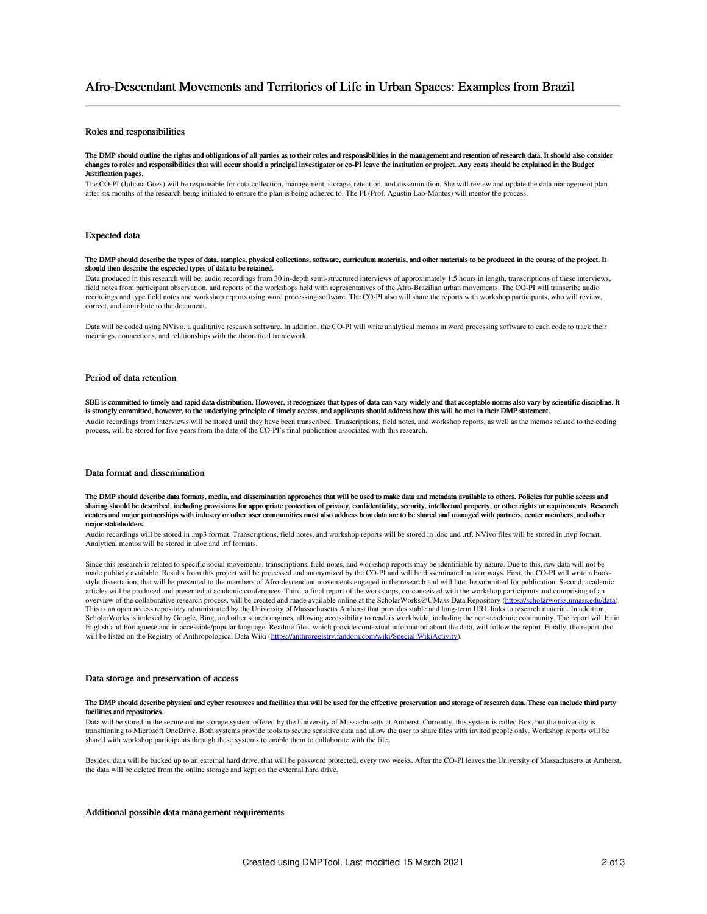# Afro-Descendant Movements and Territories of Life in Urban Spaces: Examples from Brazil

## Roles and responsibilities

**The DMP should outline the rights and obligations of all parties as to their roles and responsibilities in the management and retention of research data. It should also consider changes to roles and responsibilities that will occur should a principal investigator or co-PI leave the institution or project. Any costs should be explained in the Budget Justification pages.**

The CO-PI (Juliana Góes) will be responsible for data collection, management, storage, retention, and dissemination. She will review and update the data management plan after six months of the research being initiated to ensure the plan is being adhered to. The PI (Prof. Agustin Lao-Montes) will mentor the process.

## Expected data

**The DMP should describe the types of data, samples, physical collections, software, curriculum materials, and other materials to be produced in the course of the project. It should then describe the expected types of data to be retained.**

Data produced in this research will be: audio recordings from 30 in-depth semi-structured interviews of approximately 1.5 hours in length, transcriptions of these interviews, field notes from participant observation, and reports of the workshops held with representatives of the Afro-Brazilian urban movements. The CO-PI will transcribe audio recordings and type field notes and workshop reports using word processing software. The CO-PI also will share the reports with workshop participants, who will review, correct, and contribute to the document.

Data will be coded using NVivo, a qualitative research software. In addition, the CO-PI will write analytical memos in word processing software to each code to track their meanings, connections, and relationships with the theoretical framework.

## Period of data retention

**SBE is committed to timely and rapid data distribution. However, it recognizes that types of data can vary widely and that acceptable norms also vary by scientific discipline. It is strongly committed, however, to the underlying principle of timely access, and applicants should address how this will be met in their DMP statement.**

Audio recordings from interviews will be stored until they have been transcribed. Transcriptions, field notes, and workshop reports, as well as the memos related to the coding process, will be stored for five years from the date of the CO-PI's final publication associated with this research.

## Data format and dissemination

**The DMP should describe data formats, media, and dissemination approaches that will be used to make data and metadata available to others. Policies for public access and sharing should be described, including provisions for appropriate protection of privacy, confidentiality, security, intellectual property, or other rights or requirements. Research centers and major partnerships with industry or other user communities must also address how data are to be shared and managed with partners, center members, and other major stakeholders.**

Audio recordings will be stored in .mp3 format. Transcriptions, field notes, and workshop reports will be stored in .doc and .rtf. NVivo files will be stored in .nvp format. Analytical memos will be stored in .doc and .rtf formats.

Since this research is related to specific social movements, transcriptions, field notes, and workshop reports may be identifiable by nature. Due to this, raw data will not be made publicly available. Results from this project will be processed and anonymized by the CO-PI and will be disseminated in four ways. First, the CO-PI will write a book-style dissertation, that will be presented to the members of Afro-descendant movements engaged in the research and will later be submitted for publication. Second, academic articles will be produced and presented at academic conferences. Third, a final report of the workshops, co-conceived with the workshop participants and comprising of an overview of the collaborative research process, will be created and made available online at the ScholarWorks@UMass Data Repository (https://scholarworks.umass.edu/data). This is an open access repository administrated by the University of Massachusetts Amherst that provides stable and long-term URL links to research material. In addition, ScholarWorks is indexed by Google, Bing, and other search engines, allowing accessibility to readers worldwide, including the non-academic community. The report will be in English and Portuguese and in accessible/popular language. Readme files, which provide contextual information about the data, will follow the report. Finally, the report also will be listed on the Registry of Anthropological Data Wiki (https://anthroregistry.fandom.com/wiki/Special:WikiActivity).

## Data storage and preservation of access

**The DMP should describe physical and cyber resources and facilities that will be used for the effective preservation and storage of research data. These can include third party facilities and repositories.**

Data will be stored in the secure online storage system offered by the University of Massachusetts at Amherst. Currently, this system is called Box, but the university is transitioning to Microsoft OneDrive. Both systems provide tools to secure sensitive data and allow the user to share files with invited people only. Workshop reports will be shared with workshop participants through these systems to enable them to collaborate with the file.

Besides, data will be backed up to an external hard drive, that will be password protected, every two weeks. After the CO-PI leaves the University of Massachusetts at Amherst, the data will be deleted from the online storage and kept on the external hard drive.

## Additional possible data management requirements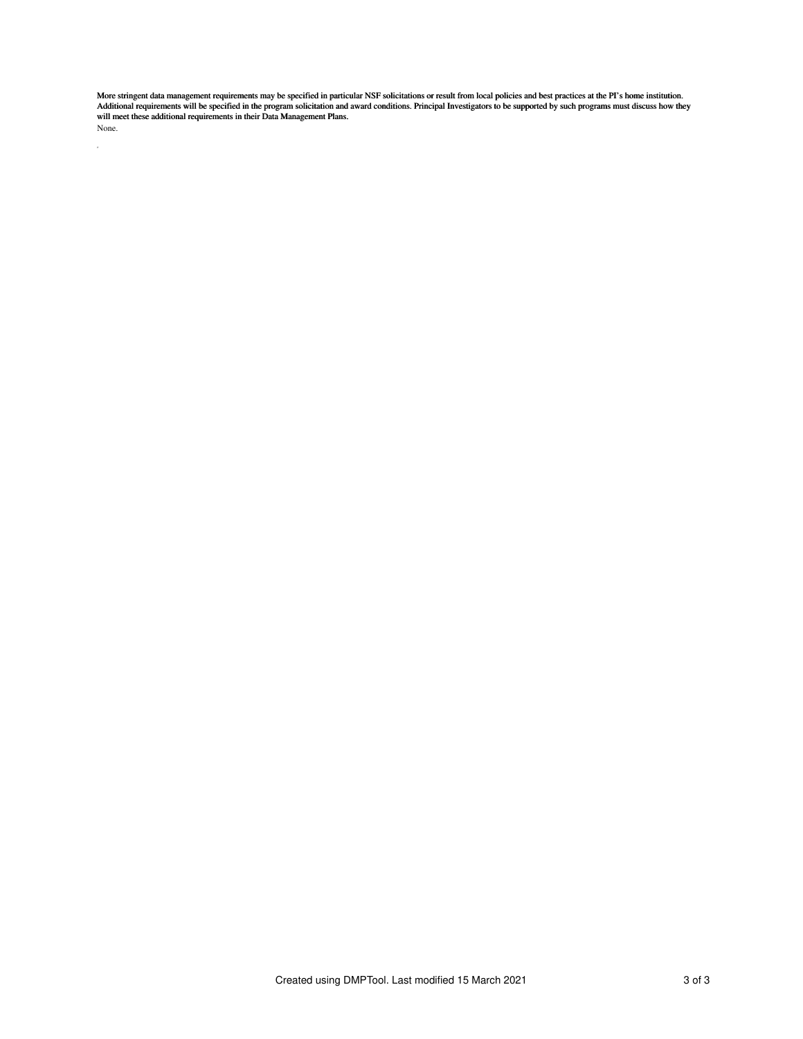**More stringent data management requirements may be specified in particular NSF solicitations or result from local policies and best practices at the PI's home institution. Additional requirements will be specified in the program solicitation and award conditions. Principal Investigators to be supported by such programs must discuss how they will meet these additional requirements in their Data Management Plans.**

None.